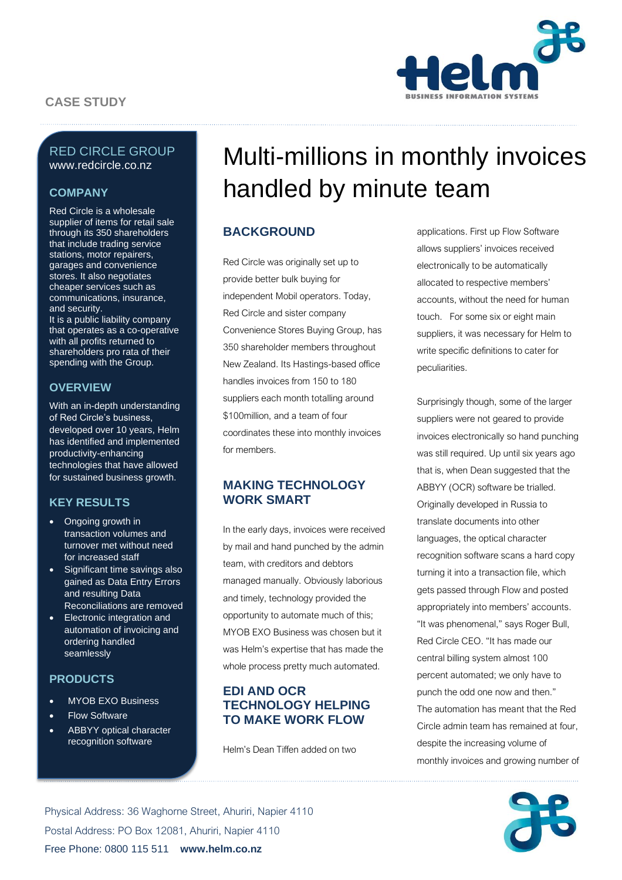CASE STUDY

## RED CIRCLE GROUP

www.redcircle.co.nz

### COMPANY

Red Circle is a wholesale supplier of items for retail sale through its 350 shareholders that include trading service stations, motor repairers, garages and convenience stores. It also negotiates cheaper services such as communications, insurance, and security.
It is a public liability company that operates as a co-operative with all profits returned to shareholders pro rata of their spending with the Group.

### OVERVIEW

With an in-depth understanding of Red Circle's business, developed over 10 years, Helm has identified and implemented productivity-enhancing technologies that have allowed for sustained business growth.

### KEY RESULTS

- Ongoing growth in transaction volumes and turnover met without need for increased staff
- Significant time savings also gained as Data Entry Errors and resulting Data Reconciliations are removed
- Electronic integration and automation of invoicing and ordering handled seamlessly

### PRODUCTS

- MYOB EXO Business
- Flow Software
- ABBYY optical character recognition software

# Multi-millions in monthly invoices handled by minute team

## BACKGROUND

Red Circle was originally set up to provide better bulk buying for independent Mobil operators. Today, Red Circle and sister company Convenience Stores Buying Group, has 350 shareholder members throughout New Zealand. Its Hastings-based office handles invoices from 150 to 180 suppliers each month totalling around $100million, and a team of four coordinates these into monthly invoices for members.

## MAKING TECHNOLOGY WORK SMART

In the early days, invoices were received by mail and hand punched by the admin team, with creditors and debtors managed manually. Obviously laborious and timely, technology provided the opportunity to automate much of this; MYOB EXO Business was chosen but it was Helm's expertise that has made the whole process pretty much automated.

## EDI AND OCR TECHNOLOGY HELPING TO MAKE WORK FLOW

Helm's Dean Tiffen added on two applications. First up Flow Software allows suppliers' invoices received electronically to be automatically allocated to respective members' accounts, without the need for human touch. For some six or eight main suppliers, it was necessary for Helm to write specific definitions to cater for peculiarities.

Surprisingly though, some of the larger suppliers were not geared to provide invoices electronically so hand punching was still required. Up until six years ago that is, when Dean suggested that the ABBYY (OCR) software be trialled. Originally developed in Russia to translate documents into other languages, the optical character recognition software scans a hard copy turning it into a transaction file, which gets passed through Flow and posted appropriately into members' accounts. "It was phenomenal," says Roger Bull, Red Circle CEO. "It has made our central billing system almost 100 percent automated; we only have to punch the odd one now and then." The automation has meant that the Red Circle admin team has remained at four, despite the increasing volume of monthly invoices and growing number of

Physical Address: 36 Waghorne Street, Ahuriri, Napier 4110
Postal Address: PO Box 12081, Ahuriri, Napier 4110
Free Phone: 0800 115 511 **www.helm.co.nz**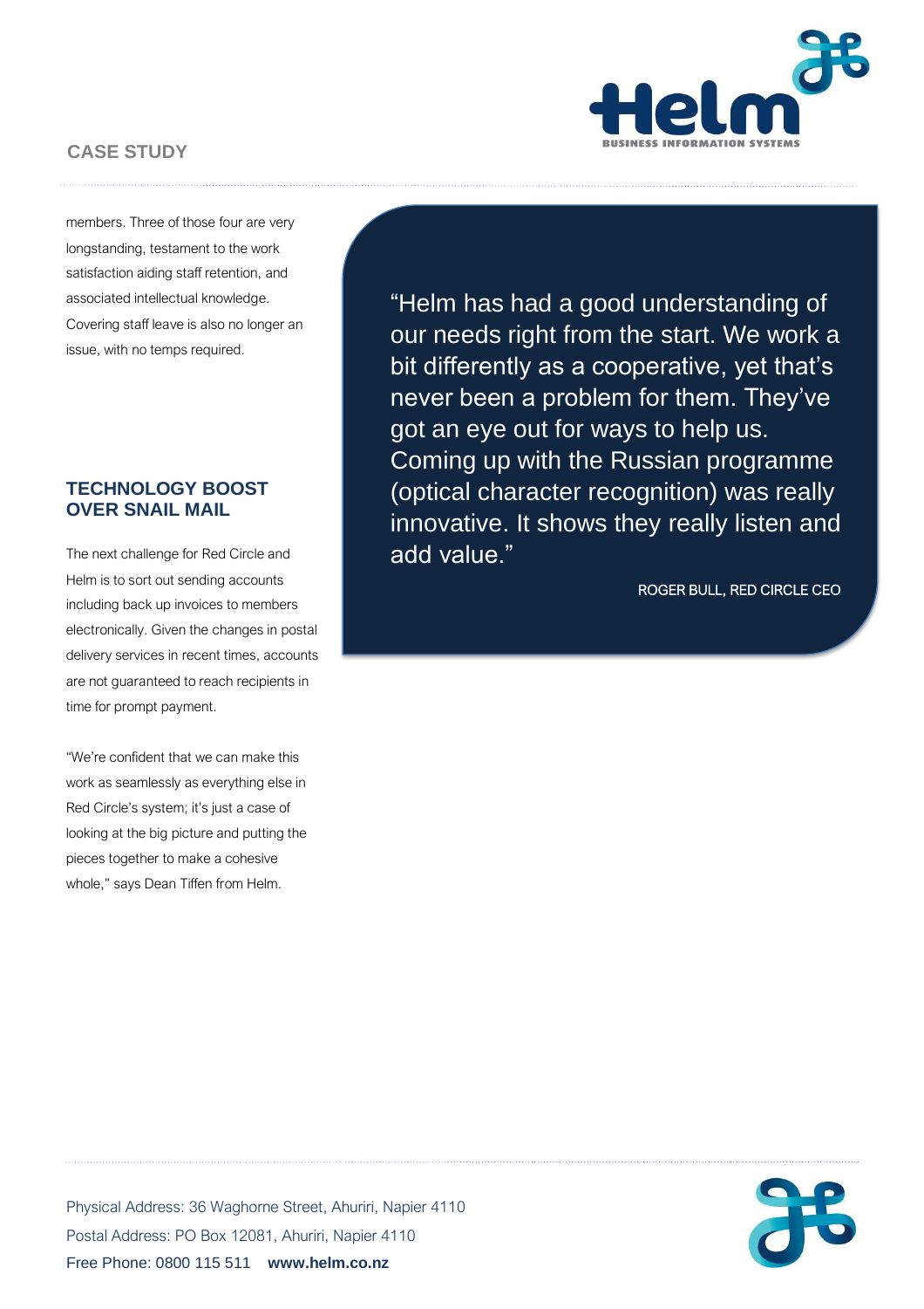CASE STUDY

members. Three of those four are very longstanding, testament to the work satisfaction aiding staff retention, and associated intellectual knowledge. Covering staff leave is also no longer an issue, with no temps required.

## TECHNOLOGY BOOST OVER SNAIL MAIL

The next challenge for Red Circle and Helm is to sort out sending accounts including back up invoices to members electronically. Given the changes in postal delivery services in recent times, accounts are not guaranteed to reach recipients in time for prompt payment.

"We're confident that we can make this work as seamlessly as everything else in Red Circle's system; it's just a case of looking at the big picture and putting the pieces together to make a cohesive whole," says Dean Tiffen from Helm.

> "Helm has had a good understanding of our needs right from the start. We work a bit differently as a cooperative, yet that's never been a problem for them. They've got an eye out for ways to help us. Coming up with the Russian programme (optical character recognition) was really innovative. It shows they really listen and add value."
>
> ROGER BULL, RED CIRCLE CEO

Physical Address: 36 Waghorne Street, Ahuriri, Napier 4110
Postal Address: PO Box 12081, Ahuriri, Napier 4110
Free Phone: 0800 115 511 **www.helm.co.nz**